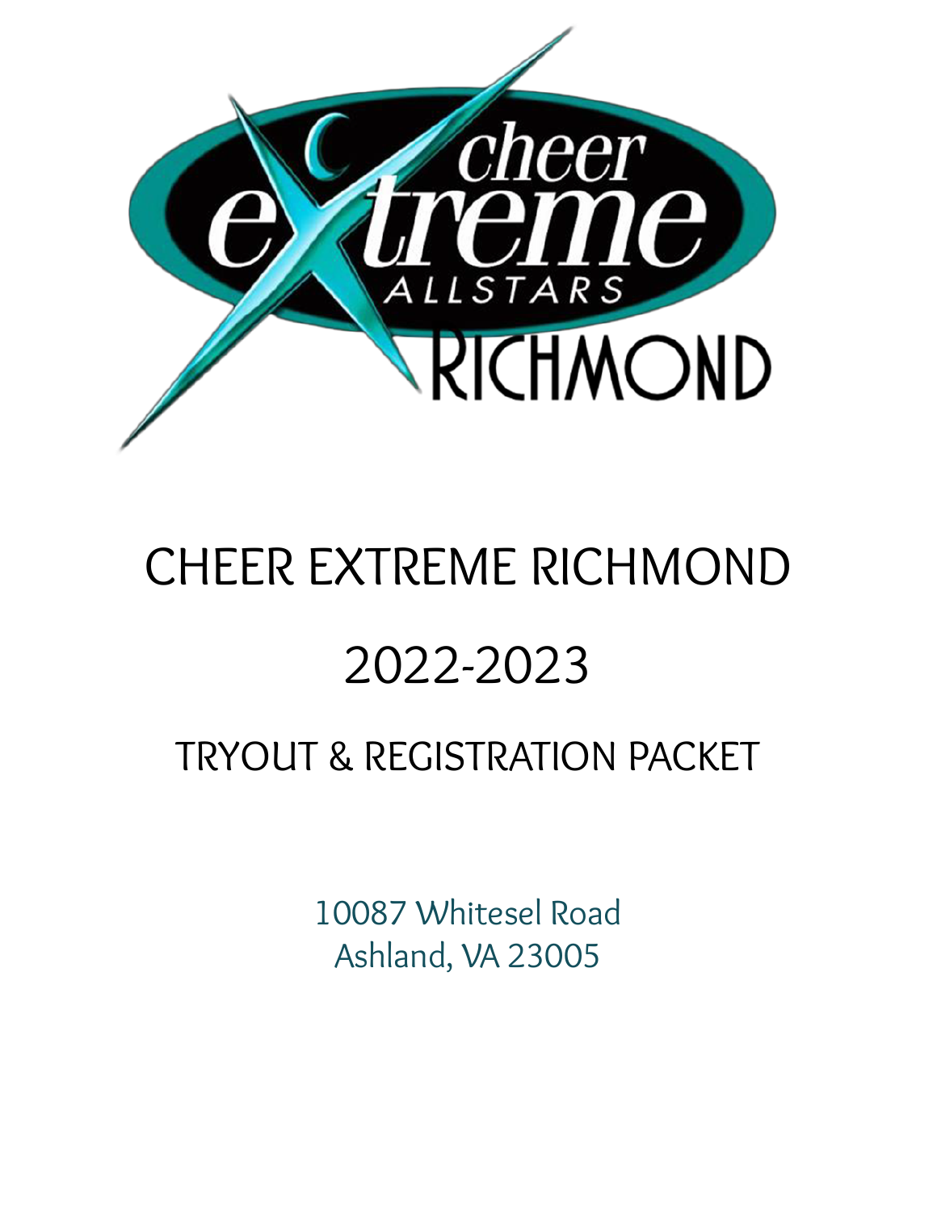# CHEER EXTREME RICHMOND

# 2022-2023

## TRYOUT & REGISTRATION PACKET

10087 Whitesel Road
Ashland, VA 23005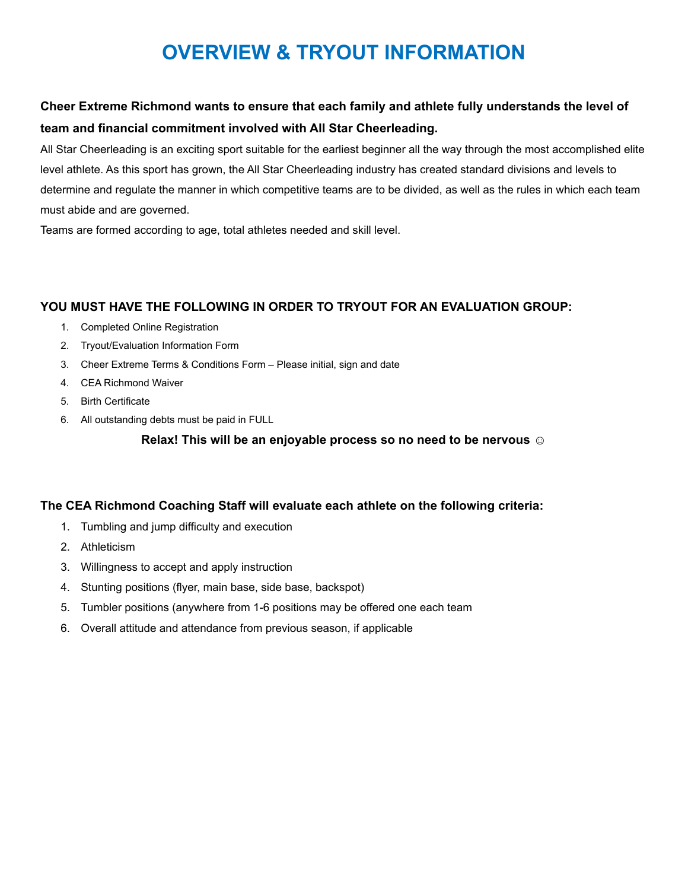# OVERVIEW & TRYOUT INFORMATION

**Cheer Extreme Richmond wants to ensure that each family and athlete fully understands the level of team and financial commitment involved with All Star Cheerleading.**

All Star Cheerleading is an exciting sport suitable for the earliest beginner all the way through the most accomplished elite level athlete. As this sport has grown, the All Star Cheerleading industry has created standard divisions and levels to determine and regulate the manner in which competitive teams are to be divided, as well as the rules in which each team must abide and are governed.

Teams are formed according to age, total athletes needed and skill level.

### YOU MUST HAVE THE FOLLOWING IN ORDER TO TRYOUT FOR AN EVALUATION GROUP:

1. Completed Online Registration
2. Tryout/Evaluation Information Form
3. Cheer Extreme Terms & Conditions Form – Please initial, sign and date
4. CEA Richmond Waiver
5. Birth Certificate
6. All outstanding debts must be paid in FULL

**Relax! This will be an enjoyable process so no need to be nervous ☺**

### The CEA Richmond Coaching Staff will evaluate each athlete on the following criteria:

1. Tumbling and jump difficulty and execution
2. Athleticism
3. Willingness to accept and apply instruction
4. Stunting positions (flyer, main base, side base, backspot)
5. Tumbler positions (anywhere from 1-6 positions may be offered one each team
6. Overall attitude and attendance from previous season, if applicable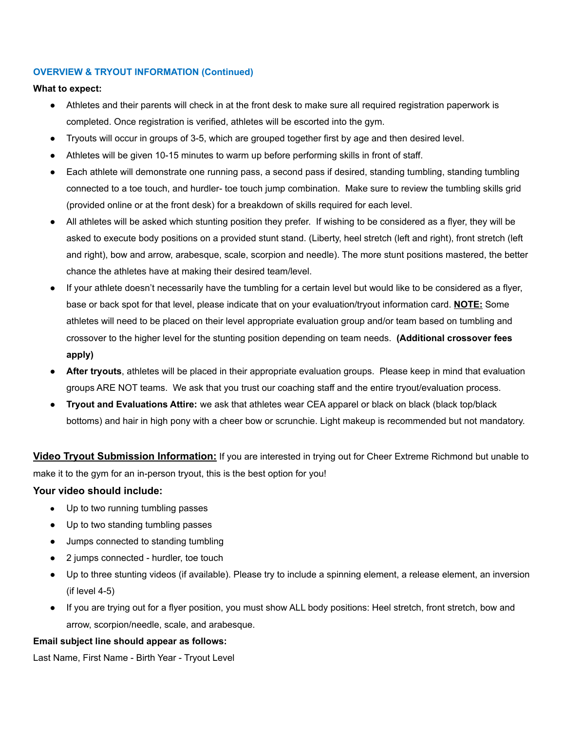## OVERVIEW & TRYOUT INFORMATION (Continued)

**What to expect:**

- Athletes and their parents will check in at the front desk to make sure all required registration paperwork is completed. Once registration is verified, athletes will be escorted into the gym.
- Tryouts will occur in groups of 3-5, which are grouped together first by age and then desired level.
- Athletes will be given 10-15 minutes to warm up before performing skills in front of staff.
- Each athlete will demonstrate one running pass, a second pass if desired, standing tumbling, standing tumbling connected to a toe touch, and hurdler- toe touch jump combination. Make sure to review the tumbling skills grid (provided online or at the front desk) for a breakdown of skills required for each level.
- All athletes will be asked which stunting position they prefer. If wishing to be considered as a flyer, they will be asked to execute body positions on a provided stunt stand. (Liberty, heel stretch (left and right), front stretch (left and right), bow and arrow, arabesque, scale, scorpion and needle). The more stunt positions mastered, the better chance the athletes have at making their desired team/level.
- If your athlete doesn't necessarily have the tumbling for a certain level but would like to be considered as a flyer, base or back spot for that level, please indicate that on your evaluation/tryout information card. **<u>NOTE:</u>** Some athletes will need to be placed on their level appropriate evaluation group and/or team based on tumbling and crossover to the higher level for the stunting position depending on team needs. **(Additional crossover fees apply)**
- **After tryouts**, athletes will be placed in their appropriate evaluation groups. Please keep in mind that evaluation groups ARE NOT teams. We ask that you trust our coaching staff and the entire tryout/evaluation process.
- **Tryout and Evaluations Attire:** we ask that athletes wear CEA apparel or black on black (black top/black bottoms) and hair in high pony with a cheer bow or scrunchie. Light makeup is recommended but not mandatory.

**<u>Video Tryout Submission Information:</u>** If you are interested in trying out for Cheer Extreme Richmond but unable to make it to the gym for an in-person tryout, this is the best option for you!

### Your video should include:

- Up to two running tumbling passes
- Up to two standing tumbling passes
- Jumps connected to standing tumbling
- 2 jumps connected - hurdler, toe touch
- Up to three stunting videos (if available). Please try to include a spinning element, a release element, an inversion (if level 4-5)
- If you are trying out for a flyer position, you must show ALL body positions: Heel stretch, front stretch, bow and arrow, scorpion/needle, scale, and arabesque.

**Email subject line should appear as follows:**

Last Name, First Name - Birth Year - Tryout Level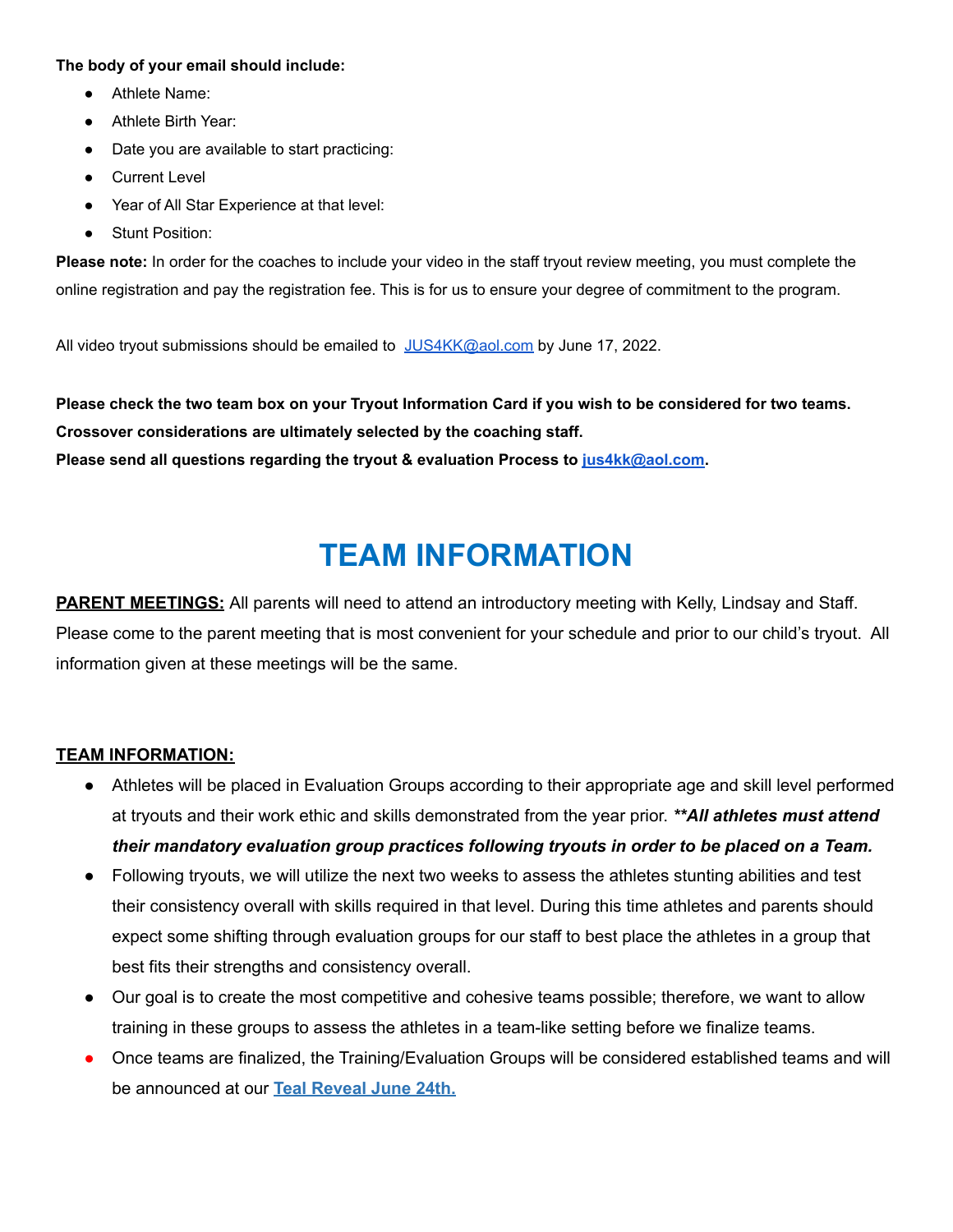**The body of your email should include:**

- Athlete Name:
- Athlete Birth Year:
- Date you are available to start practicing:
- Current Level
- Year of All Star Experience at that level:
- Stunt Position:

**Please note:** In order for the coaches to include your video in the staff tryout review meeting, you must complete the online registration and pay the registration fee. This is for us to ensure your degree of commitment to the program.

All video tryout submissions should be emailed to [JUS4KK@aol.com](mailto:JUS4KK@aol.com) by June 17, 2022.

**Please check the two team box on your Tryout Information Card if you wish to be considered for two teams. Crossover considerations are ultimately selected by the coaching staff.**
**Please send all questions regarding the tryout & evaluation Process to [jus4kk@aol.com](mailto:jus4kk@aol.com).**

# TEAM INFORMATION

**PARENT MEETINGS:** All parents will need to attend an introductory meeting with Kelly, Lindsay and Staff. Please come to the parent meeting that is most convenient for your schedule and prior to our child's tryout. All information given at these meetings will be the same.

**TEAM INFORMATION:**

- Athletes will be placed in Evaluation Groups according to their appropriate age and skill level performed at tryouts and their work ethic and skills demonstrated from the year prior. ***\*\*All athletes must attend their mandatory evaluation group practices following tryouts in order to be placed on a Team.***
- Following tryouts, we will utilize the next two weeks to assess the athletes stunting abilities and test their consistency overall with skills required in that level. During this time athletes and parents should expect some shifting through evaluation groups for our staff to best place the athletes in a group that best fits their strengths and consistency overall.
- Our goal is to create the most competitive and cohesive teams possible; therefore, we want to allow training in these groups to assess the athletes in a team-like setting before we finalize teams.
- Once teams are finalized, the Training/Evaluation Groups will be considered established teams and will be announced at our **Teal Reveal June 24th.**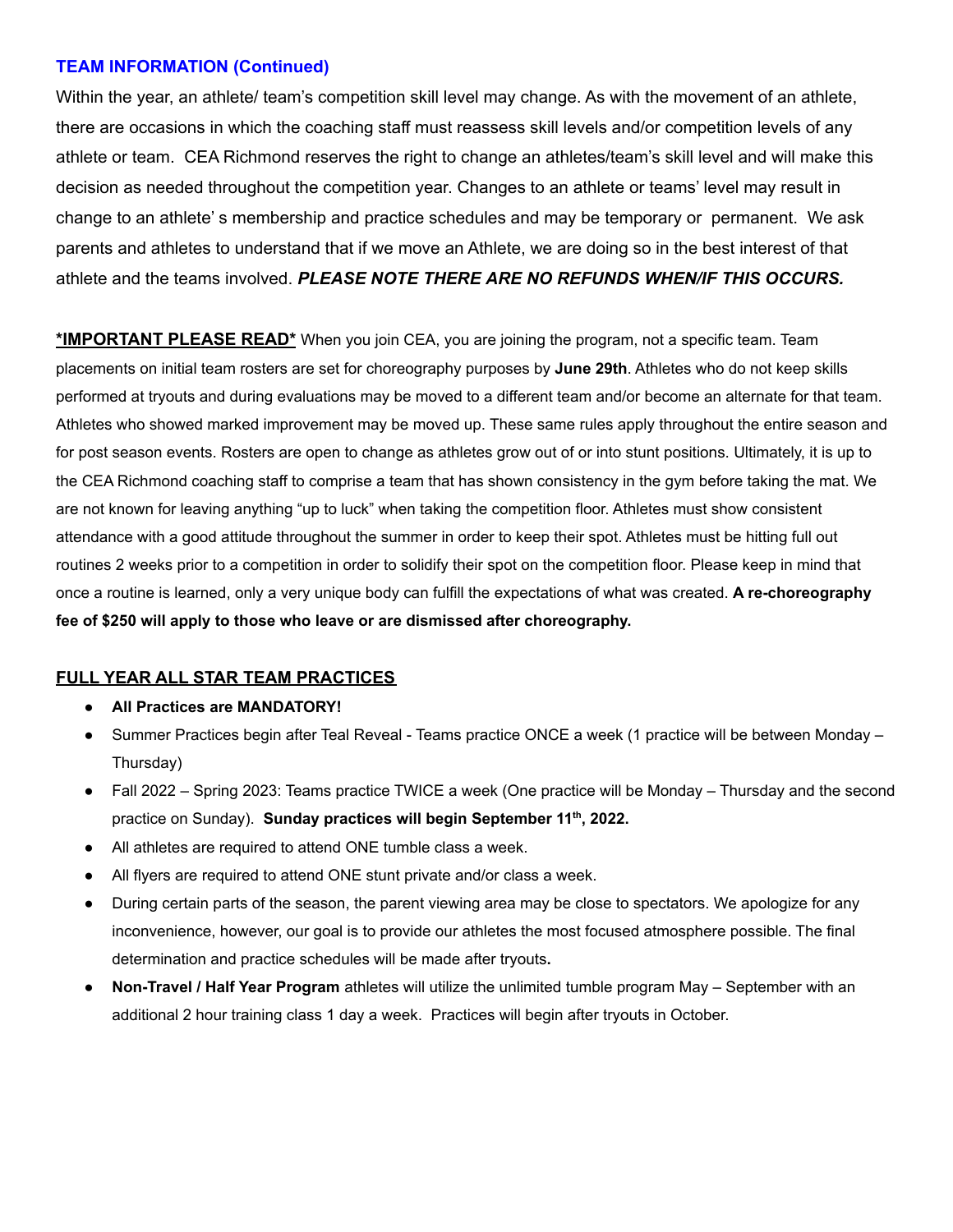## TEAM INFORMATION (Continued)

Within the year, an athlete/ team's competition skill level may change. As with the movement of an athlete, there are occasions in which the coaching staff must reassess skill levels and/or competition levels of any athlete or team. CEA Richmond reserves the right to change an athletes/team's skill level and will make this decision as needed throughout the competition year. Changes to an athlete or teams' level may result in change to an athlete' s membership and practice schedules and may be temporary or permanent. We ask parents and athletes to understand that if we move an Athlete, we are doing so in the best interest of that athlete and the teams involved. ***PLEASE NOTE THERE ARE NO REFUNDS WHEN/IF THIS OCCURS.***

**<u>*IMPORTANT PLEASE READ*</u>** When you join CEA, you are joining the program, not a specific team. Team placements on initial team rosters are set for choreography purposes by **June 29th**. Athletes who do not keep skills performed at tryouts and during evaluations may be moved to a different team and/or become an alternate for that team. Athletes who showed marked improvement may be moved up. These same rules apply throughout the entire season and for post season events. Rosters are open to change as athletes grow out of or into stunt positions. Ultimately, it is up to the CEA Richmond coaching staff to comprise a team that has shown consistency in the gym before taking the mat. We are not known for leaving anything "up to luck" when taking the competition floor. Athletes must show consistent attendance with a good attitude throughout the summer in order to keep their spot. Athletes must be hitting full out routines 2 weeks prior to a competition in order to solidify their spot on the competition floor. Please keep in mind that once a routine is learned, only a very unique body can fulfill the expectations of what was created. **A re-choreography fee of $250 will apply to those who leave or are dismissed after choreography.**

### <u>FULL YEAR ALL STAR TEAM PRACTICES</u>

- **All Practices are MANDATORY!**
- Summer Practices begin after Teal Reveal - Teams practice ONCE a week (1 practice will be between Monday – Thursday)
- Fall 2022 – Spring 2023: Teams practice TWICE a week (One practice will be Monday – Thursday and the second practice on Sunday). **Sunday practices will begin September 11th, 2022.**
- All athletes are required to attend ONE tumble class a week.
- All flyers are required to attend ONE stunt private and/or class a week.
- During certain parts of the season, the parent viewing area may be close to spectators. We apologize for any inconvenience, however, our goal is to provide our athletes the most focused atmosphere possible. The final determination and practice schedules will be made after tryouts**.**
- **Non-Travel / Half Year Program** athletes will utilize the unlimited tumble program May – September with an additional 2 hour training class 1 day a week. Practices will begin after tryouts in October.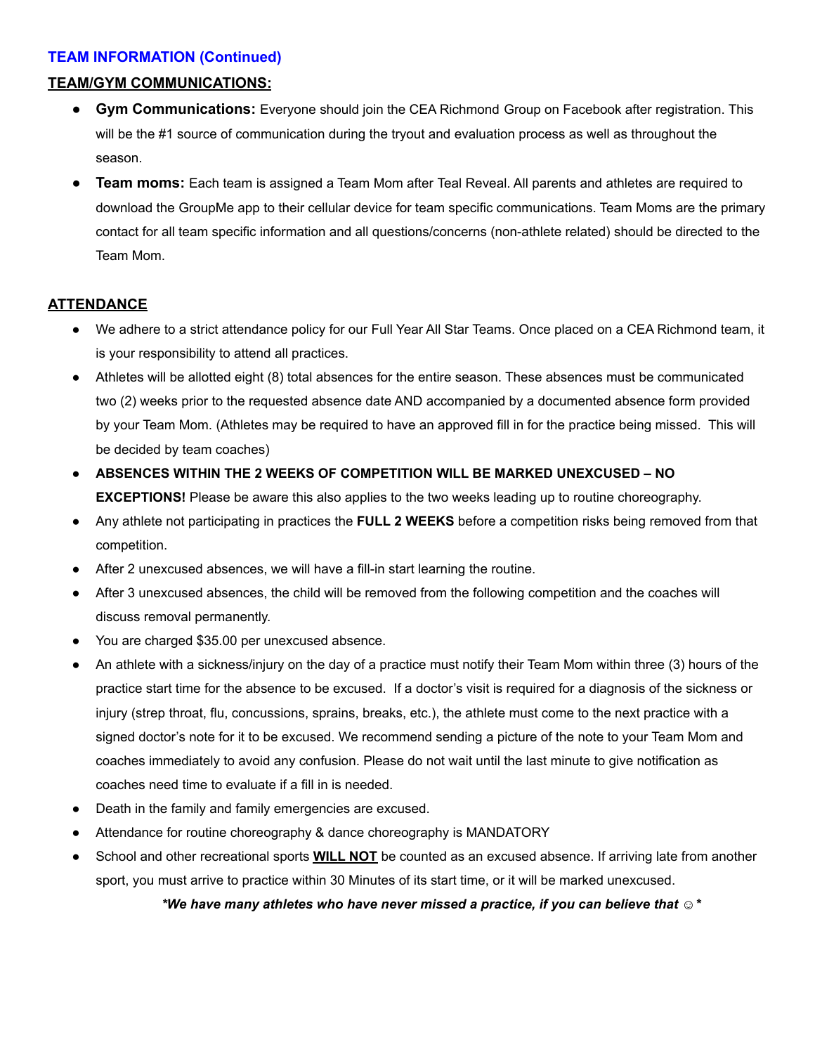## TEAM INFORMATION (Continued)

### TEAM/GYM COMMUNICATIONS:

- **Gym Communications:** Everyone should join the CEA Richmond Group on Facebook after registration. This will be the #1 source of communication during the tryout and evaluation process as well as throughout the season.
- **Team moms:** Each team is assigned a Team Mom after Teal Reveal. All parents and athletes are required to download the GroupMe app to their cellular device for team specific communications. Team Moms are the primary contact for all team specific information and all questions/concerns (non-athlete related) should be directed to the Team Mom.

### ATTENDANCE

- We adhere to a strict attendance policy for our Full Year All Star Teams. Once placed on a CEA Richmond team, it is your responsibility to attend all practices.
- Athletes will be allotted eight (8) total absences for the entire season. These absences must be communicated two (2) weeks prior to the requested absence date AND accompanied by a documented absence form provided by your Team Mom. (Athletes may be required to have an approved fill in for the practice being missed. This will be decided by team coaches)
- **ABSENCES WITHIN THE 2 WEEKS OF COMPETITION WILL BE MARKED UNEXCUSED – NO EXCEPTIONS!** Please be aware this also applies to the two weeks leading up to routine choreography.
- Any athlete not participating in practices the **FULL 2 WEEKS** before a competition risks being removed from that competition.
- After 2 unexcused absences, we will have a fill-in start learning the routine.
- After 3 unexcused absences, the child will be removed from the following competition and the coaches will discuss removal permanently.
- You are charged $35.00 per unexcused absence.
- An athlete with a sickness/injury on the day of a practice must notify their Team Mom within three (3) hours of the practice start time for the absence to be excused. If a doctor's visit is required for a diagnosis of the sickness or injury (strep throat, flu, concussions, sprains, breaks, etc.), the athlete must come to the next practice with a signed doctor's note for it to be excused. We recommend sending a picture of the note to your Team Mom and coaches immediately to avoid any confusion. Please do not wait until the last minute to give notification as coaches need time to evaluate if a fill in is needed.
- Death in the family and family emergencies are excused.
- Attendance for routine choreography & dance choreography is MANDATORY
- School and other recreational sports **WILL NOT** be counted as an excused absence. If arriving late from another sport, you must arrive to practice within 30 Minutes of its start time, or it will be marked unexcused.

***We have many athletes who have never missed a practice, if you can believe that ☺***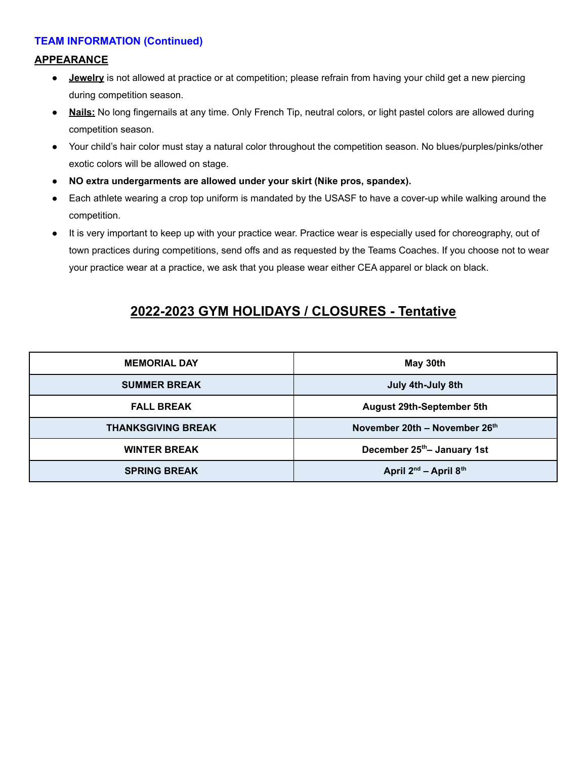### TEAM INFORMATION (Continued)

**APPEARANCE**

- **Jewelry** is not allowed at practice or at competition; please refrain from having your child get a new piercing during competition season.
- **Nails:** No long fingernails at any time. Only French Tip, neutral colors, or light pastel colors are allowed during competition season.
- Your child's hair color must stay a natural color throughout the competition season. No blues/purples/pinks/other exotic colors will be allowed on stage.
- **NO extra undergarments are allowed under your skirt (Nike pros, spandex).**
- Each athlete wearing a crop top uniform is mandated by the USASF to have a cover-up while walking around the competition.
- It is very important to keep up with your practice wear. Practice wear is especially used for choreography, out of town practices during competitions, send offs and as requested by the Teams Coaches. If you choose not to wear your practice wear at a practice, we ask that you please wear either CEA apparel or black on black.

## 2022-2023 GYM HOLIDAYS / CLOSURES - Tentative

| MEMORIAL DAY | May 30th |
| --- | --- |
| SUMMER BREAK | July 4th-July 8th |
| FALL BREAK | August 29th-September 5th |
| THANKSGIVING BREAK | November 20th – November 26th |
| WINTER BREAK | December 25th– January 1st |
| SPRING BREAK | April 2nd – April 8th |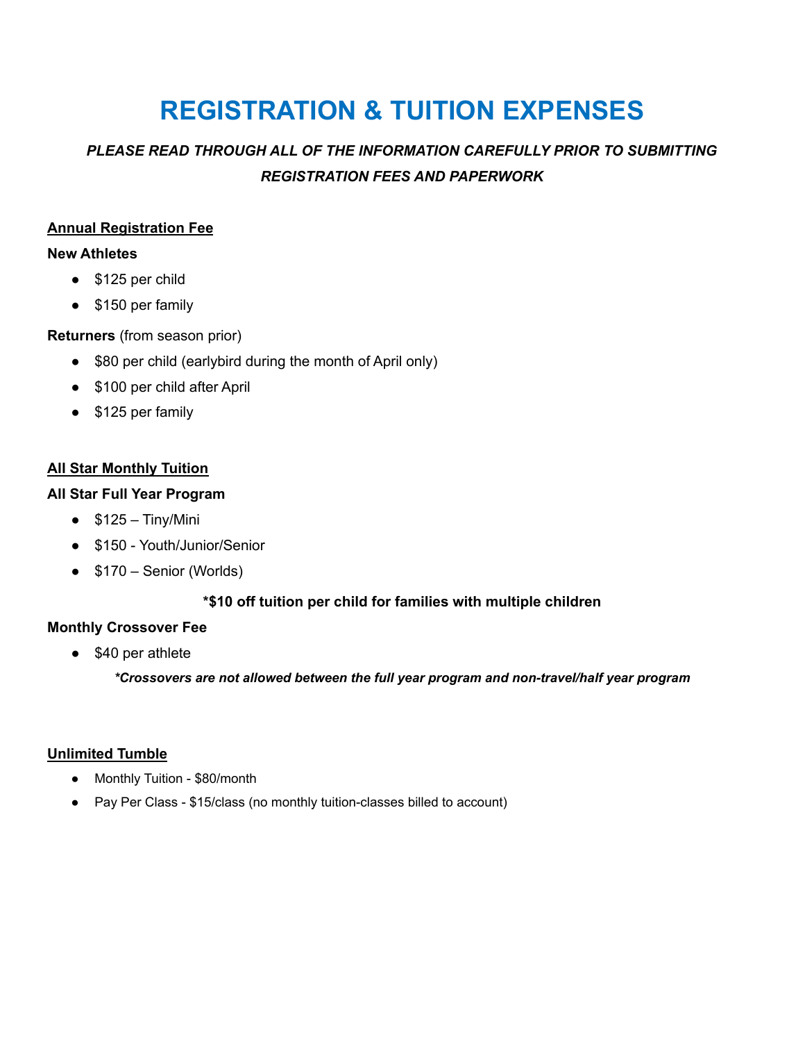# REGISTRATION & TUITION EXPENSES

***PLEASE READ THROUGH ALL OF THE INFORMATION CAREFULLY PRIOR TO SUBMITTING REGISTRATION FEES AND PAPERWORK***

**Annual Registration Fee**

**New Athletes**

- $125 per child
- $150 per family

**Returners** (from season prior)

- $80 per child (earlybird during the month of April only)
- $100 per child after April
- $125 per family

**All Star Monthly Tuition**

**All Star Full Year Program**

- $125 – Tiny/Mini
- $150 - Youth/Junior/Senior
- $170 – Senior (Worlds)

**\*$10 off tuition per child for families with multiple children**

**Monthly Crossover Fee**

- $40 per athlete

***\*Crossovers are not allowed between the full year program and non-travel/half year program***

**Unlimited Tumble**

- Monthly Tuition - $80/month
- Pay Per Class - $15/class (no monthly tuition-classes billed to account)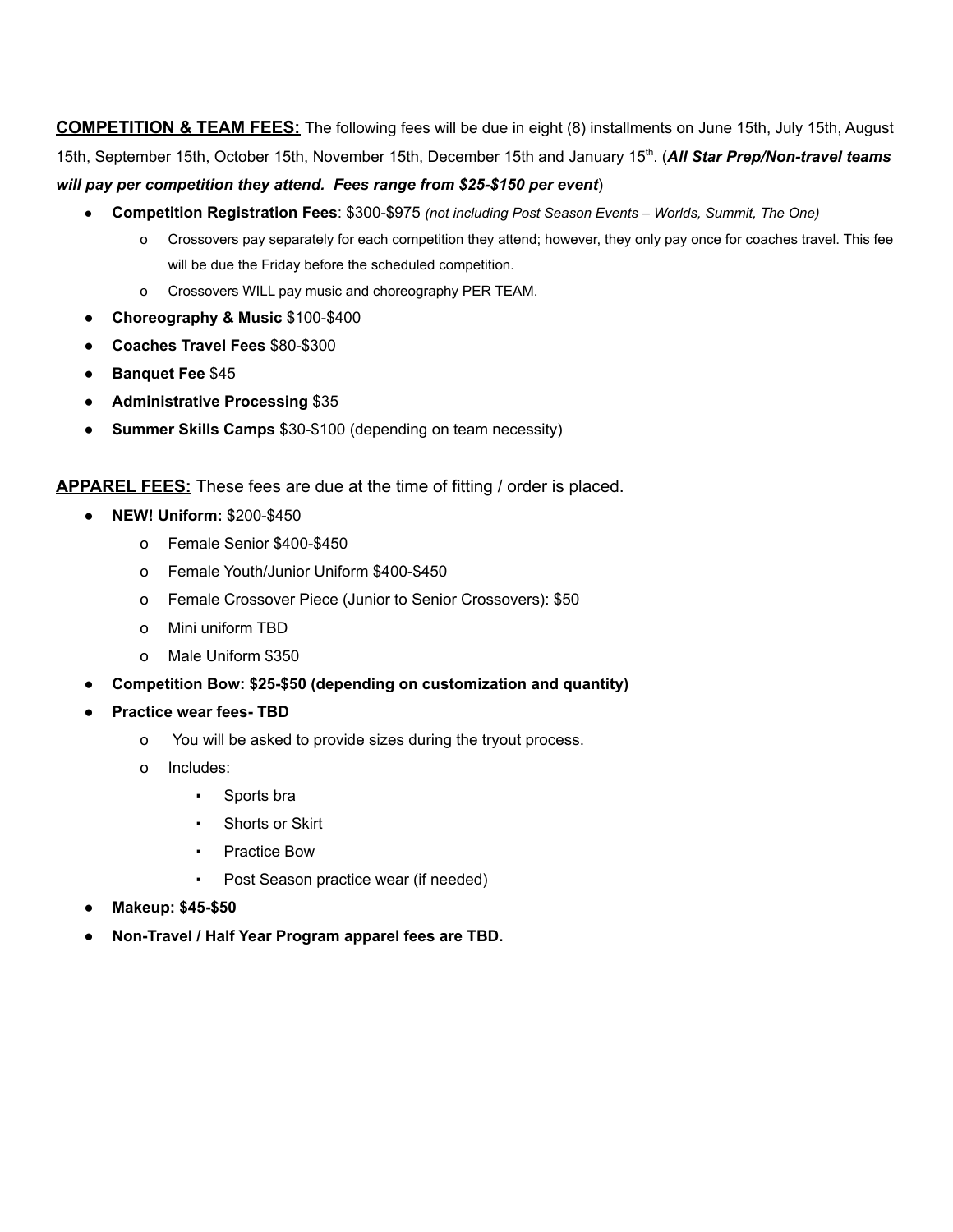**<u>COMPETITION & TEAM FEES:</u>** The following fees will be due in eight (8) installments on June 15th, July 15th, August 15th, September 15th, October 15th, November 15th, December 15th and January 15th. (***All Star Prep/Non-travel teams will pay per competition they attend. Fees range from $25-$150 per event***)

- **Competition Registration Fees**: $300-$975 *(not including Post Season Events – Worlds, Summit, The One)*
  - Crossovers pay separately for each competition they attend; however, they only pay once for coaches travel. This fee will be due the Friday before the scheduled competition.
  - Crossovers WILL pay music and choreography PER TEAM.
- **Choreography & Music** $100-$400
- **Coaches Travel Fees** $80-$300
- **Banquet Fee** $45
- **Administrative Processing** $35
- **Summer Skills Camps** $30-$100 (depending on team necessity)

**<u>APPAREL FEES:</u>** These fees are due at the time of fitting / order is placed.

- **NEW! Uniform:** $200-$450
  - Female Senior $400-$450
  - Female Youth/Junior Uniform $400-$450
  - Female Crossover Piece (Junior to Senior Crossovers): $50
  - Mini uniform TBD
  - Male Uniform $350
- **Competition Bow: $25-$50 (depending on customization and quantity)**
- **Practice wear fees- TBD**
  - You will be asked to provide sizes during the tryout process.
  - Includes:
    - Sports bra
    - Shorts or Skirt
    - Practice Bow
    - Post Season practice wear (if needed)
- **Makeup: $45-$50**
- **Non-Travel / Half Year Program apparel fees are TBD.**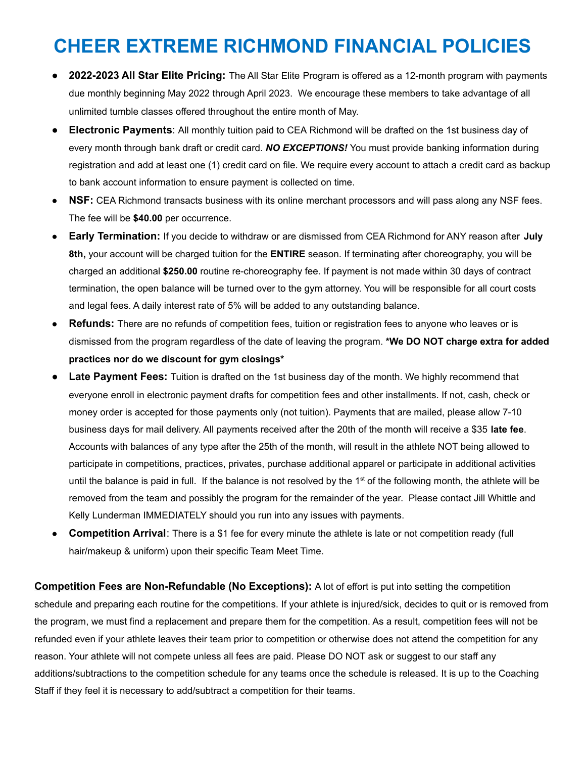# CHEER EXTREME RICHMOND FINANCIAL POLICIES

- **2022-2023 All Star Elite Pricing:** The All Star Elite Program is offered as a 12-month program with payments due monthly beginning May 2022 through April 2023. We encourage these members to take advantage of all unlimited tumble classes offered throughout the entire month of May.
- **Electronic Payments**: All monthly tuition paid to CEA Richmond will be drafted on the 1st business day of every month through bank draft or credit card. ***NO EXCEPTIONS!*** You must provide banking information during registration and add at least one (1) credit card on file. We require every account to attach a credit card as backup to bank account information to ensure payment is collected on time.
- **NSF:** CEA Richmond transacts business with its online merchant processors and will pass along any NSF fees. The fee will be **$40.00** per occurrence.
- **Early Termination:** If you decide to withdraw or are dismissed from CEA Richmond for ANY reason after **July 8th,** your account will be charged tuition for the **ENTIRE** season. If terminating after choreography, you will be charged an additional **$250.00** routine re-choreography fee. If payment is not made within 30 days of contract termination, the open balance will be turned over to the gym attorney. You will be responsible for all court costs and legal fees. A daily interest rate of 5% will be added to any outstanding balance.
- **Refunds:** There are no refunds of competition fees, tuition or registration fees to anyone who leaves or is dismissed from the program regardless of the date of leaving the program. ***We DO NOT charge extra for added practices nor do we discount for gym closings***
- **Late Payment Fees:** Tuition is drafted on the 1st business day of the month. We highly recommend that everyone enroll in electronic payment drafts for competition fees and other installments. If not, cash, check or money order is accepted for those payments only (not tuition). Payments that are mailed, please allow 7-10 business days for mail delivery. All payments received after the 20th of the month will receive a $35 **late fee**. Accounts with balances of any type after the 25th of the month, will result in the athlete NOT being allowed to participate in competitions, practices, privates, purchase additional apparel or participate in additional activities until the balance is paid in full. If the balance is not resolved by the 1st of the following month, the athlete will be removed from the team and possibly the program for the remainder of the year. Please contact Jill Whittle and Kelly Lunderman IMMEDIATELY should you run into any issues with payments.
- **Competition Arrival**: There is a $1 fee for every minute the athlete is late or not competition ready (full hair/makeup & uniform) upon their specific Team Meet Time.

**<u>Competition Fees are Non-Refundable (No Exceptions):</u>** A lot of effort is put into setting the competition schedule and preparing each routine for the competitions. If your athlete is injured/sick, decides to quit or is removed from the program, we must find a replacement and prepare them for the competition. As a result, competition fees will not be refunded even if your athlete leaves their team prior to competition or otherwise does not attend the competition for any reason. Your athlete will not compete unless all fees are paid. Please DO NOT ask or suggest to our staff any additions/subtractions to the competition schedule for any teams once the schedule is released. It is up to the Coaching Staff if they feel it is necessary to add/subtract a competition for their teams.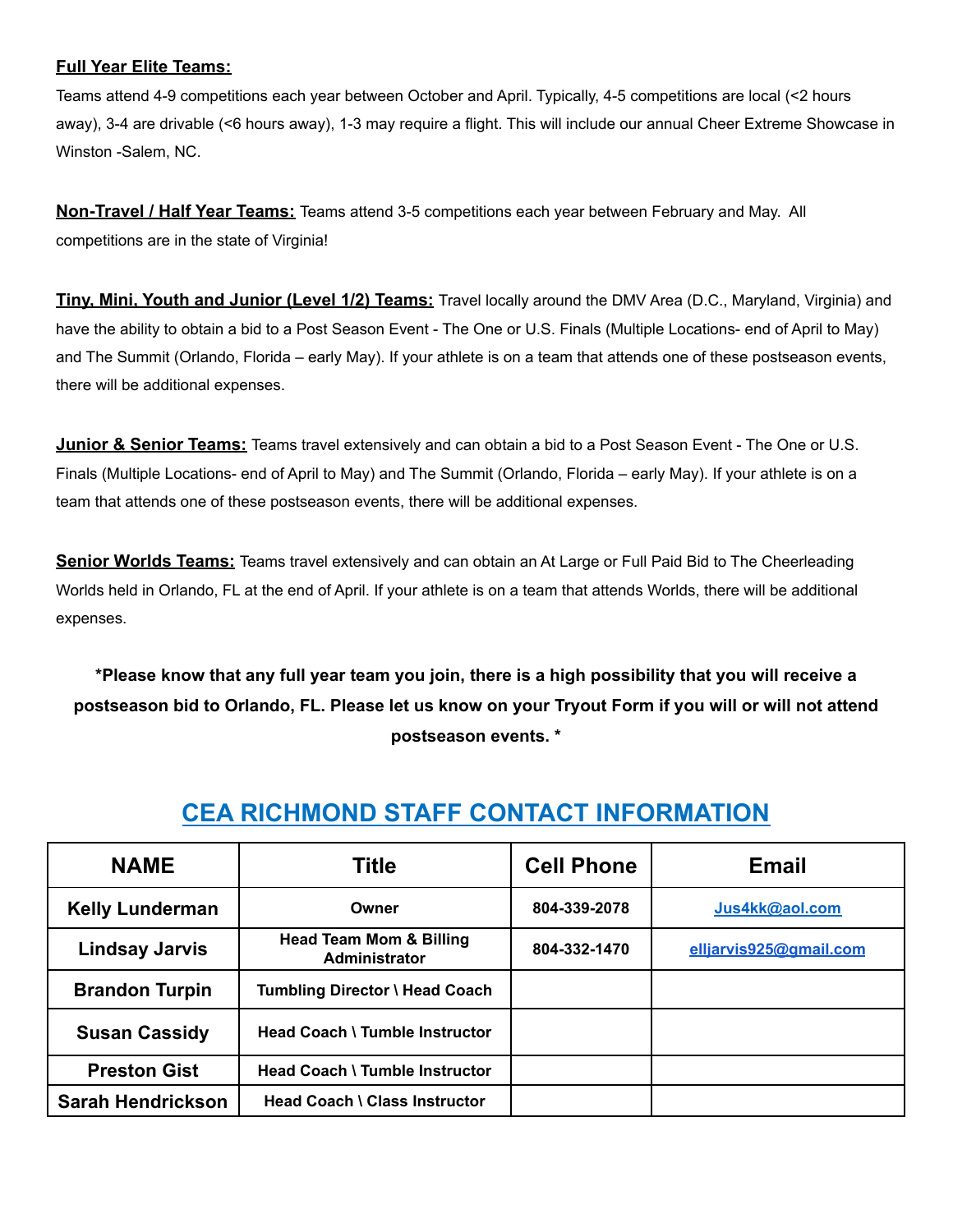**Full Year Elite Teams:**

Teams attend 4-9 competitions each year between October and April. Typically, 4-5 competitions are local (<2 hours away), 3-4 are drivable (<6 hours away), 1-3 may require a flight. This will include our annual Cheer Extreme Showcase in Winston -Salem, NC.

**Non-Travel / Half Year Teams:** Teams attend 3-5 competitions each year between February and May. All competitions are in the state of Virginia!

**Tiny, Mini, Youth and Junior (Level 1/2) Teams:** Travel locally around the DMV Area (D.C., Maryland, Virginia) and have the ability to obtain a bid to a Post Season Event - The One or U.S. Finals (Multiple Locations- end of April to May) and The Summit (Orlando, Florida – early May). If your athlete is on a team that attends one of these postseason events, there will be additional expenses.

**Junior & Senior Teams:** Teams travel extensively and can obtain a bid to a Post Season Event - The One or U.S. Finals (Multiple Locations- end of April to May) and The Summit (Orlando, Florida – early May). If your athlete is on a team that attends one of these postseason events, there will be additional expenses.

**Senior Worlds Teams:** Teams travel extensively and can obtain an At Large or Full Paid Bid to The Cheerleading Worlds held in Orlando, FL at the end of April. If your athlete is on a team that attends Worlds, there will be additional expenses.

**\*Please know that any full year team you join, there is a high possibility that you will receive a postseason bid to Orlando, FL. Please let us know on your Tryout Form if you will or will not attend postseason events. \***

## CEA RICHMOND STAFF CONTACT INFORMATION

| NAME | Title | Cell Phone | Email |
|---|---|---|---|
| Kelly Lunderman | Owner | 804-339-2078 | Jus4kk@aol.com |
| Lindsay Jarvis | Head Team Mom & Billing Administrator | 804-332-1470 | elljarvis925@gmail.com |
| Brandon Turpin | Tumbling Director \ Head Coach | | |
| Susan Cassidy | Head Coach \ Tumble Instructor | | |
| Preston Gist | Head Coach \ Tumble Instructor | | |
| Sarah Hendrickson | Head Coach \ Class Instructor | | |